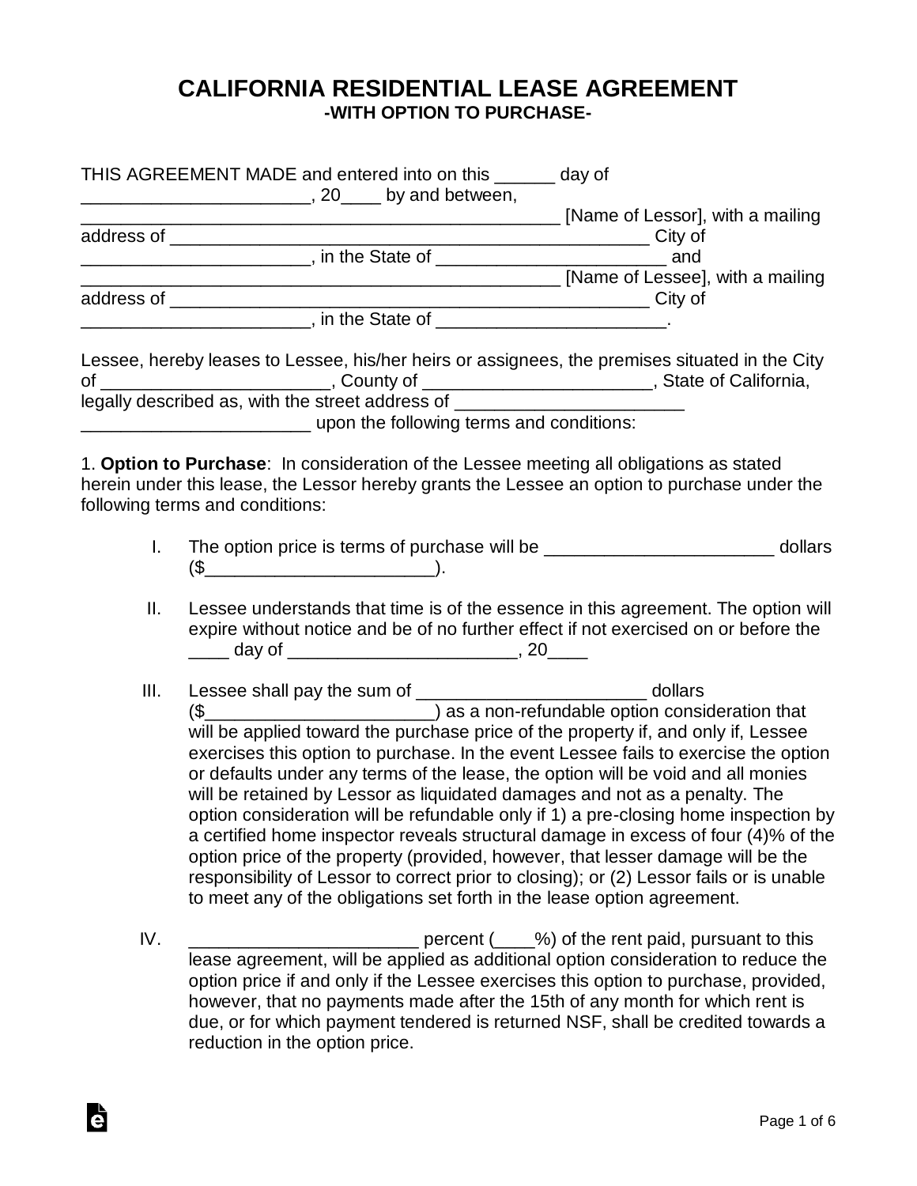# CALIFORNIA RESIDENTIAL LEASE AGREEMENT

## -WITH OPTION TO PURCHASE-

THIS AGREEMENT MADE and entered into on this ______ day of _______________________, 20____ by and between, _________________________________________________ [Name of Lessor], with a mailing address of _________________________________________________ City of _______________________, in the State of _______________________ and _________________________________________________ [Name of Lessee], with a mailing address of _________________________________________________ City of _______________________, in the State of _______________________.

Lessee, hereby leases to Lessee, his/her heirs or assignees, the premises situated in the City of _______________________, County of _______________________, State of California, legally described as, with the street address of _______________________ _______________________ upon the following terms and conditions:

1. **Option to Purchase**: In consideration of the Lessee meeting all obligations as stated herein under this lease, the Lessor hereby grants the Lessee an option to purchase under the following terms and conditions:

I. The option price is terms of purchase will be _______________________ dollars ($_______________________).

II. Lessee understands that time is of the essence in this agreement. The option will expire without notice and be of no further effect if not exercised on or before the ____ day of _______________________, 20____

III. Lessee shall pay the sum of _______________________ dollars ($_______________________) as a non-refundable option consideration that will be applied toward the purchase price of the property if, and only if, Lessee exercises this option to purchase. In the event Lessee fails to exercise the option or defaults under any terms of the lease, the option will be void and all monies will be retained by Lessor as liquidated damages and not as a penalty. The option consideration will be refundable only if 1) a pre-closing home inspection by a certified home inspector reveals structural damage in excess of four (4)% of the option price of the property (provided, however, that lesser damage will be the responsibility of Lessor to correct prior to closing); or (2) Lessor fails or is unable to meet any of the obligations set forth in the lease option agreement.

IV. _______________________ percent (____%) of the rent paid, pursuant to this lease agreement, will be applied as additional option consideration to reduce the option price if and only if the Lessee exercises this option to purchase, provided, however, that no payments made after the 15th of any month for which rent is due, or for which payment tendered is returned NSF, shall be credited towards a reduction in the option price.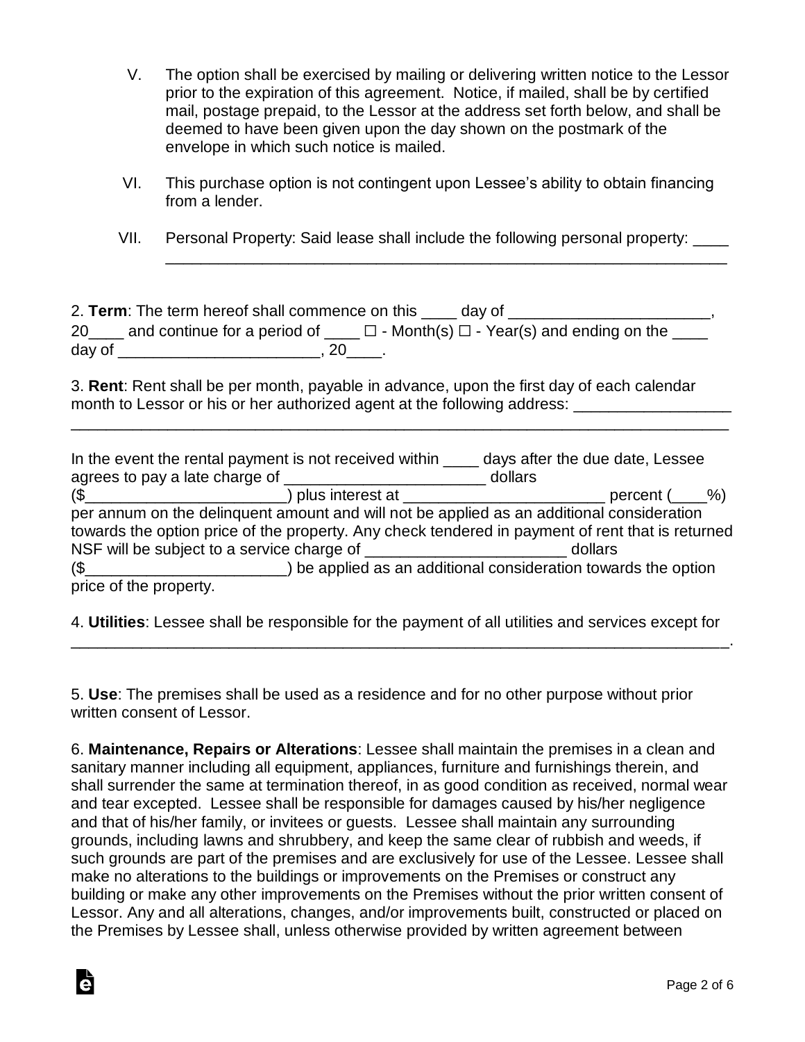V. The option shall be exercised by mailing or delivering written notice to the Lessor prior to the expiration of this agreement. Notice, if mailed, shall be by certified mail, postage prepaid, to the Lessor at the address set forth below, and shall be deemed to have been given upon the day shown on the postmark of the envelope in which such notice is mailed.

VI. This purchase option is not contingent upon Lessee's ability to obtain financing from a lender.

VII. Personal Property: Said lease shall include the following personal property: ____ _______________________________________________________________

2. **Term**: The term hereof shall commence on this ____ day of _______________________, 20____ and continue for a period of ____ ☐ - Month(s) ☐ - Year(s) and ending on the ____ day of _______________________, 20____.

3. **Rent**: Rent shall be per month, payable in advance, upon the first day of each calendar month to Lessor or his or her authorized agent at the following address: __________________ ___________________________________________________________________________

In the event the rental payment is not received within ____ days after the due date, Lessee agrees to pay a late charge of _______________________ dollars ($_______________________) plus interest at _______________________ percent (____%) per annum on the delinquent amount and will not be applied as an additional consideration towards the option price of the property. Any check tendered in payment of rent that is returned NSF will be subject to a service charge of _______________________ dollars ($_______________________) be applied as an additional consideration towards the option price of the property.

4. **Utilities**: Lessee shall be responsible for the payment of all utilities and services except for ___________________________________________________________________________.

5. **Use**: The premises shall be used as a residence and for no other purpose without prior written consent of Lessor.

6. **Maintenance, Repairs or Alterations**: Lessee shall maintain the premises in a clean and sanitary manner including all equipment, appliances, furniture and furnishings therein, and shall surrender the same at termination thereof, in as good condition as received, normal wear and tear excepted. Lessee shall be responsible for damages caused by his/her negligence and that of his/her family, or invitees or guests. Lessee shall maintain any surrounding grounds, including lawns and shrubbery, and keep the same clear of rubbish and weeds, if such grounds are part of the premises and are exclusively for use of the Lessee. Lessee shall make no alterations to the buildings or improvements on the Premises or construct any building or make any other improvements on the Premises without the prior written consent of Lessor. Any and all alterations, changes, and/or improvements built, constructed or placed on the Premises by Lessee shall, unless otherwise provided by written agreement between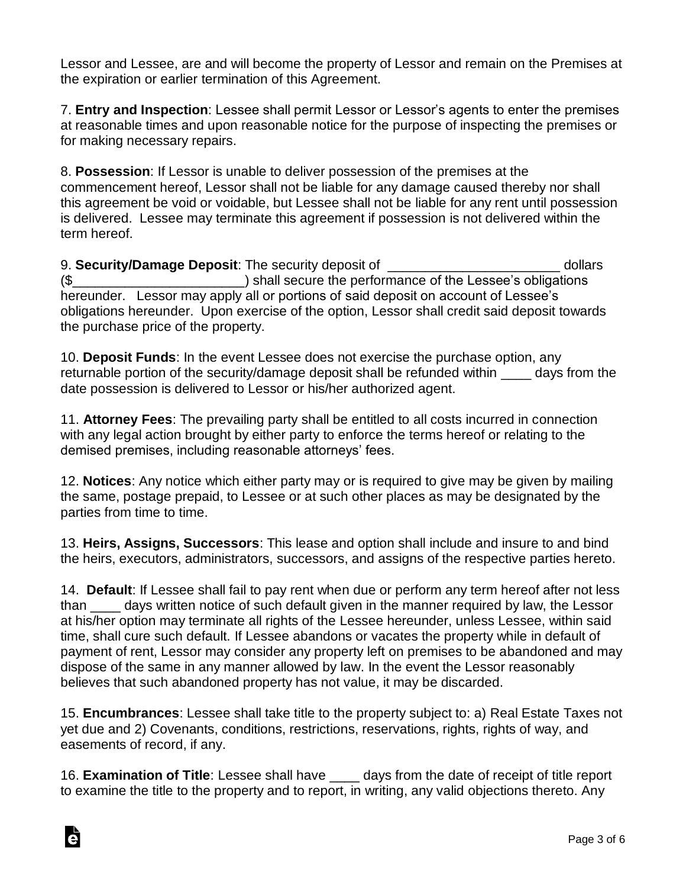Lessor and Lessee, are and will become the property of Lessor and remain on the Premises at the expiration or earlier termination of this Agreement.

7. **Entry and Inspection**: Lessee shall permit Lessor or Lessor's agents to enter the premises at reasonable times and upon reasonable notice for the purpose of inspecting the premises or for making necessary repairs.

8. **Possession**: If Lessor is unable to deliver possession of the premises at the commencement hereof, Lessor shall not be liable for any damage caused thereby nor shall this agreement be void or voidable, but Lessee shall not be liable for any rent until possession is delivered. Lessee may terminate this agreement if possession is not delivered within the term hereof.

9. **Security/Damage Deposit**: The security deposit of _______________________ dollars ($_______________________) shall secure the performance of the Lessee's obligations hereunder. Lessor may apply all or portions of said deposit on account of Lessee's obligations hereunder. Upon exercise of the option, Lessor shall credit said deposit towards the purchase price of the property.

10. **Deposit Funds**: In the event Lessee does not exercise the purchase option, any returnable portion of the security/damage deposit shall be refunded within ____ days from the date possession is delivered to Lessor or his/her authorized agent.

11. **Attorney Fees**: The prevailing party shall be entitled to all costs incurred in connection with any legal action brought by either party to enforce the terms hereof or relating to the demised premises, including reasonable attorneys' fees.

12. **Notices**: Any notice which either party may or is required to give may be given by mailing the same, postage prepaid, to Lessee or at such other places as may be designated by the parties from time to time.

13. **Heirs, Assigns, Successors**: This lease and option shall include and insure to and bind the heirs, executors, administrators, successors, and assigns of the respective parties hereto.

14. **Default**: If Lessee shall fail to pay rent when due or perform any term hereof after not less than ____ days written notice of such default given in the manner required by law, the Lessor at his/her option may terminate all rights of the Lessee hereunder, unless Lessee, within said time, shall cure such default. If Lessee abandons or vacates the property while in default of payment of rent, Lessor may consider any property left on premises to be abandoned and may dispose of the same in any manner allowed by law. In the event the Lessor reasonably believes that such abandoned property has not value, it may be discarded.

15. **Encumbrances**: Lessee shall take title to the property subject to: a) Real Estate Taxes not yet due and 2) Covenants, conditions, restrictions, reservations, rights, rights of way, and easements of record, if any.

16. **Examination of Title**: Lessee shall have ____ days from the date of receipt of title report to examine the title to the property and to report, in writing, any valid objections thereto. Any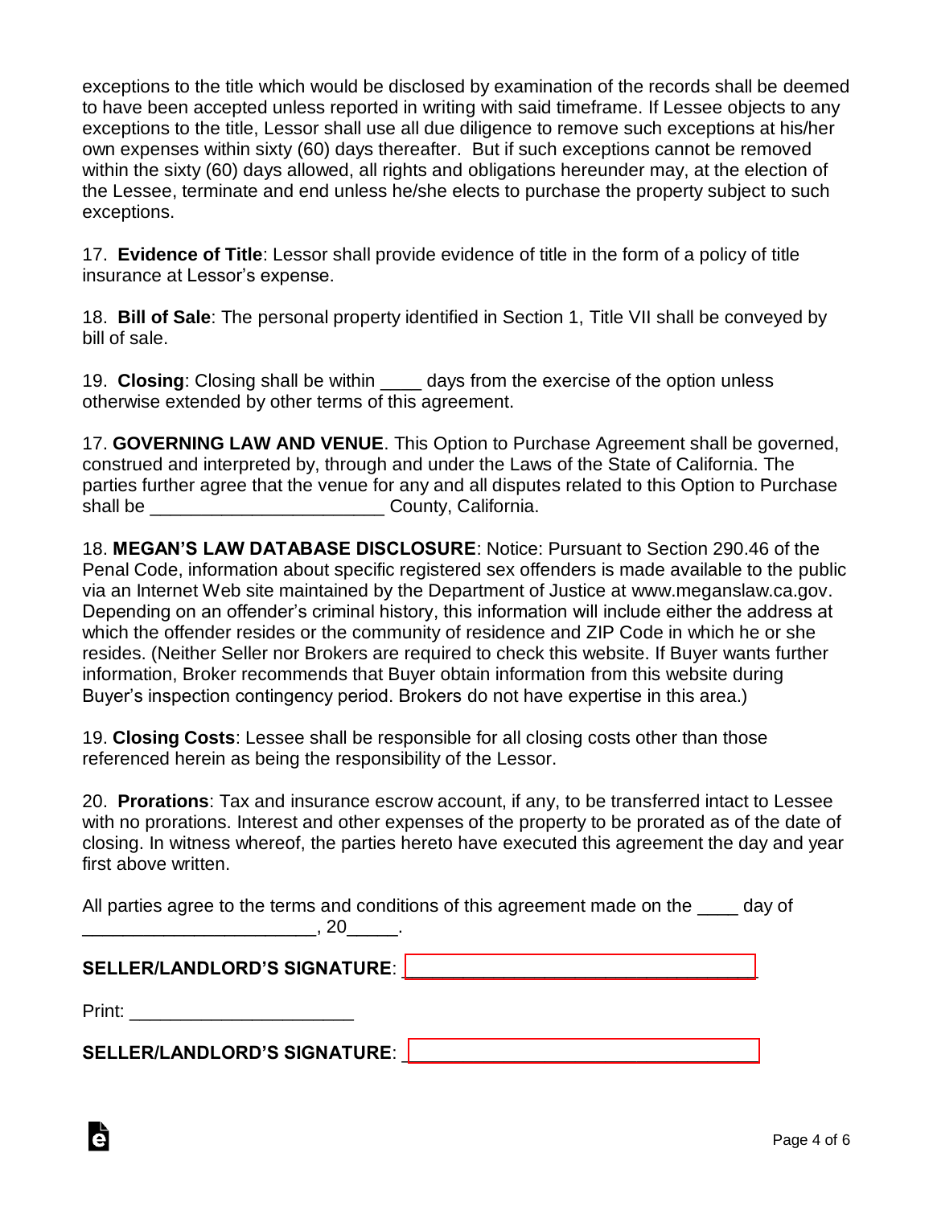exceptions to the title which would be disclosed by examination of the records shall be deemed to have been accepted unless reported in writing with said timeframe. If Lessee objects to any exceptions to the title, Lessor shall use all due diligence to remove such exceptions at his/her own expenses within sixty (60) days thereafter. But if such exceptions cannot be removed within the sixty (60) days allowed, all rights and obligations hereunder may, at the election of the Lessee, terminate and end unless he/she elects to purchase the property subject to such exceptions.

17. **Evidence of Title**: Lessor shall provide evidence of title in the form of a policy of title insurance at Lessor's expense.

18. **Bill of Sale**: The personal property identified in Section 1, Title VII shall be conveyed by bill of sale.

19. **Closing**: Closing shall be within ____ days from the exercise of the option unless otherwise extended by other terms of this agreement.

17. **GOVERNING LAW AND VENUE**. This Option to Purchase Agreement shall be governed, construed and interpreted by, through and under the Laws of the State of California. The parties further agree that the venue for any and all disputes related to this Option to Purchase shall be ______________________ County, California.

18. **MEGAN'S LAW DATABASE DISCLOSURE**: Notice: Pursuant to Section 290.46 of the Penal Code, information about specific registered sex offenders is made available to the public via an Internet Web site maintained by the Department of Justice at www.meganslaw.ca.gov. Depending on an offender's criminal history, this information will include either the address at which the offender resides or the community of residence and ZIP Code in which he or she resides. (Neither Seller nor Brokers are required to check this website. If Buyer wants further information, Broker recommends that Buyer obtain information from this website during Buyer's inspection contingency period. Brokers do not have expertise in this area.)

19. **Closing Costs**: Lessee shall be responsible for all closing costs other than those referenced herein as being the responsibility of the Lessor.

20. **Prorations**: Tax and insurance escrow account, if any, to be transferred intact to Lessee with no prorations. Interest and other expenses of the property to be prorated as of the date of closing. In witness whereof, the parties hereto have executed this agreement the day and year first above written.

All parties agree to the terms and conditions of this agreement made on the ____ day of ______________________, 20_____.

**SELLER/LANDLORD'S SIGNATURE**: ________________________________

Print: ______________________

**SELLER/LANDLORD'S SIGNATURE**: ________________________________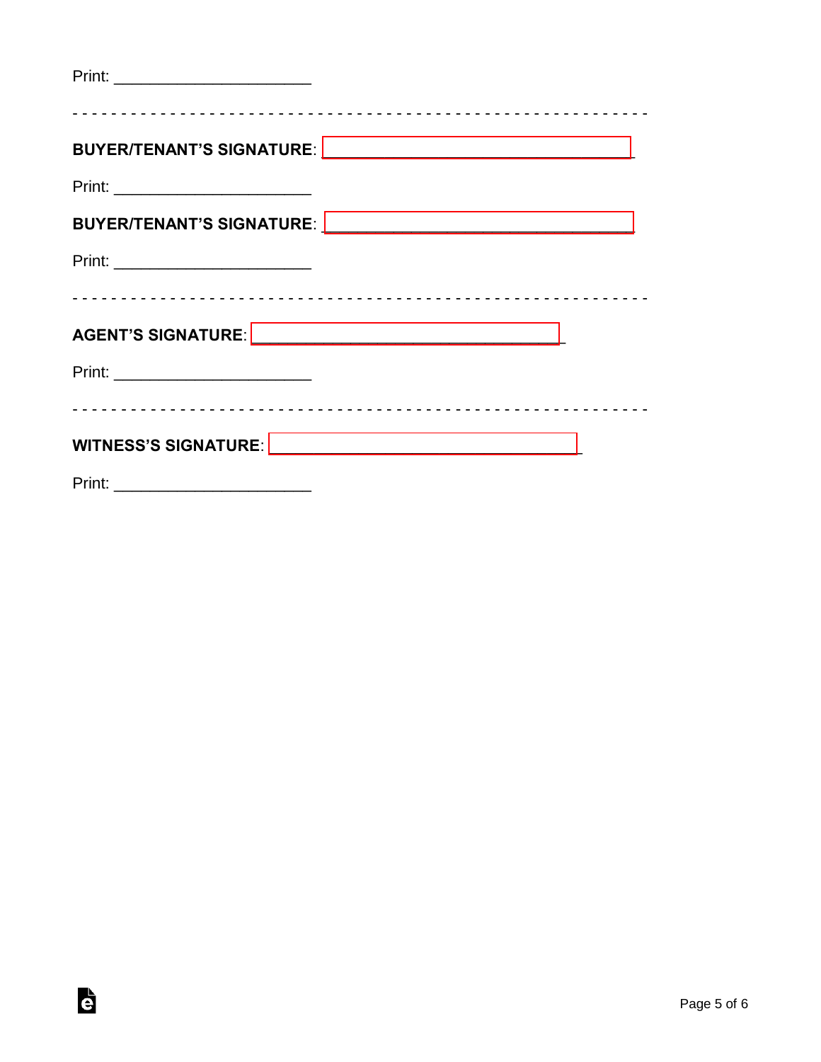Print: ______________________

- - - - - - - - - - - - - - - - - - - - - - - - - - - - - - - - - - - - - - - - - - - - - - - - - - - - - - - - - -

**BUYER/TENANT'S SIGNATURE**: __________________________________

Print: ______________________

**BUYER/TENANT'S SIGNATURE**: __________________________________

Print: ______________________

- - - - - - - - - - - - - - - - - - - - - - - - - - - - - - - - - - - - - - - - - - - - - - - - - - - - - - - - - -

**AGENT'S SIGNATURE**: __________________________________

Print: ______________________

- - - - - - - - - - - - - - - - - - - - - - - - - - - - - - - - - - - - - - - - - - - - - - - - - - - - - - - - - -

**WITNESS'S SIGNATURE**: __________________________________

Print: ______________________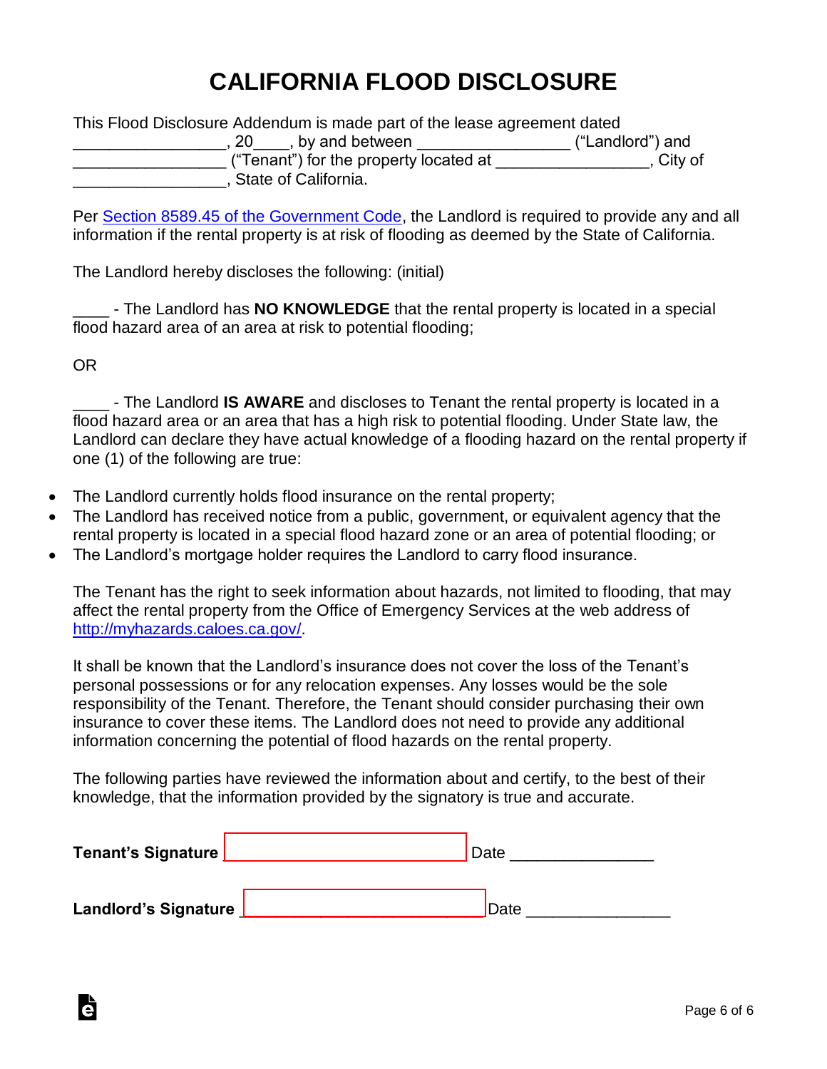# CALIFORNIA FLOOD DISCLOSURE

This Flood Disclosure Addendum is made part of the lease agreement dated _________________, 20____, by and between _________________ ("Landlord") and _________________ ("Tenant") for the property located at _________________, City of _________________, State of California.

Per [Section 8589.45 of the Government Code](), the Landlord is required to provide any and all information if the rental property is at risk of flooding as deemed by the State of California.

The Landlord hereby discloses the following: (initial)

____ - The Landlord has **NO KNOWLEDGE** that the rental property is located in a special flood hazard area of an area at risk to potential flooding;

OR

____ - The Landlord **IS AWARE** and discloses to Tenant the rental property is located in a flood hazard area or an area that has a high risk to potential flooding. Under State law, the Landlord can declare they have actual knowledge of a flooding hazard on the rental property if one (1) of the following are true:

- The Landlord currently holds flood insurance on the rental property;
- The Landlord has received notice from a public, government, or equivalent agency that the rental property is located in a special flood hazard zone or an area of potential flooding; or
- The Landlord's mortgage holder requires the Landlord to carry flood insurance.

The Tenant has the right to seek information about hazards, not limited to flooding, that may affect the rental property from the Office of Emergency Services at the web address of http://myhazards.caloes.ca.gov/.

It shall be known that the Landlord's insurance does not cover the loss of the Tenant's personal possessions or for any relocation expenses. Any losses would be the sole responsibility of the Tenant. Therefore, the Tenant should consider purchasing their own insurance to cover these items. The Landlord does not need to provide any additional information concerning the potential of flood hazards on the rental property.

The following parties have reviewed the information about and certify, to the best of their knowledge, that the information provided by the signatory is true and accurate.

**Tenant's Signature** ______________________________ Date _______________

**Landlord's Signature** ______________________________ Date _______________